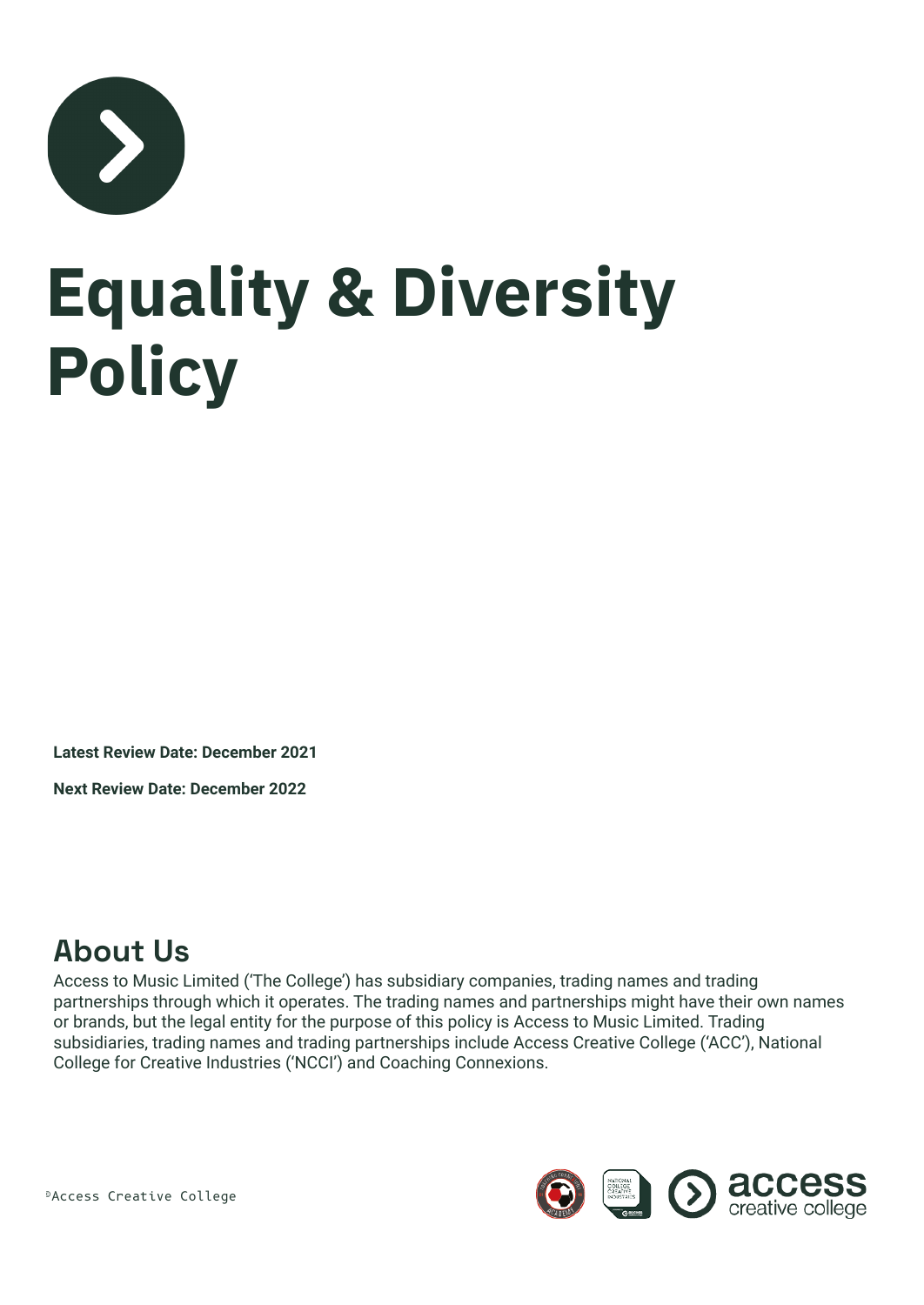# Equality & Diversity Policy

**Latest Review Date: December 2021**

**Next Review Date: December 2022**

## About Us

Access to Music Limited ('The College') has subsidiary companies, trading names and trading partnerships through which it operates. The trading names and partnerships might have their own names or brands, but the legal entity for the purpose of this policy is Access to Music Limited. Trading subsidiaries, trading names and trading partnerships include Access Creative College ('ACC'), National College for Creative Industries ('NCCI') and Coaching Connexions.

©Access Creative College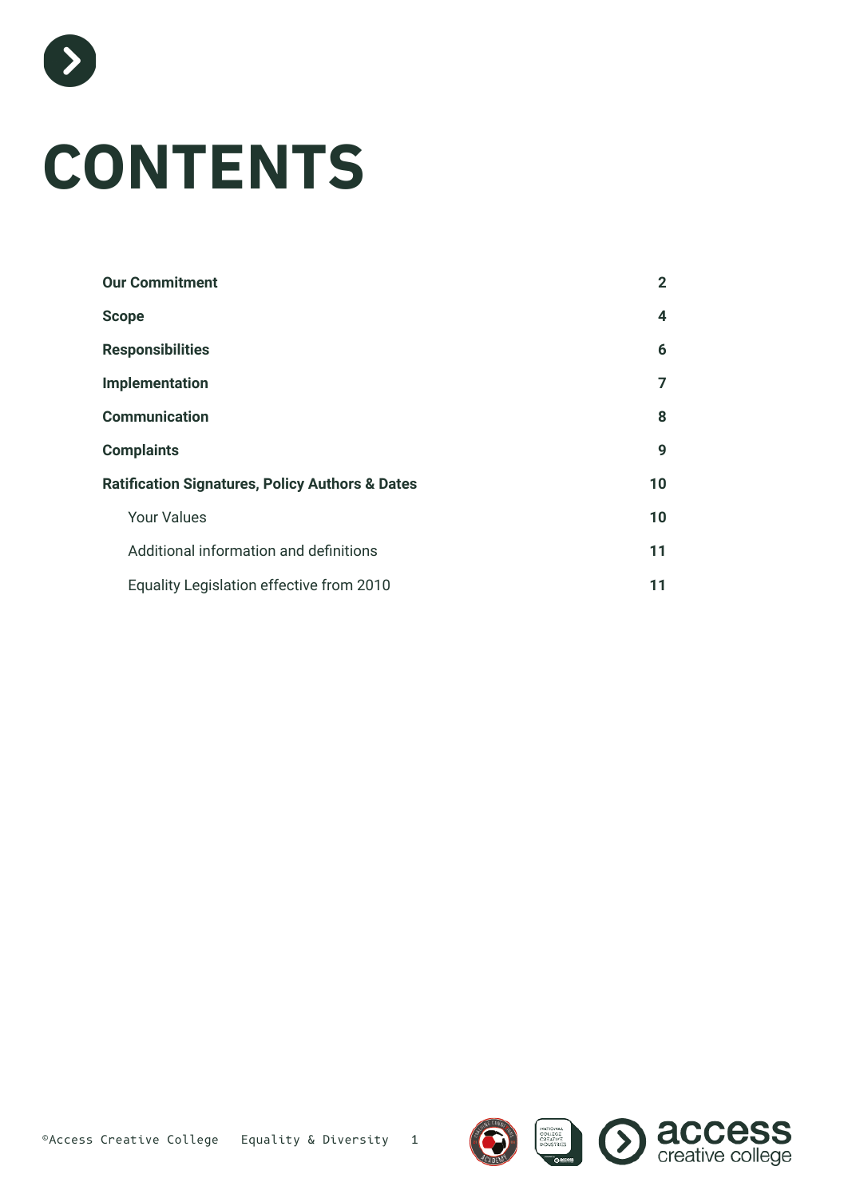# CONTENTS

| | |
|---|---|
| **Our Commitment** | **2** |
| **Scope** | **4** |
| **Responsibilities** | **6** |
| **Implementation** | **7** |
| **Communication** | **8** |
| **Complaints** | **9** |
| **Ratification Signatures, Policy Authors & Dates** | **10** |
| Your Values | **10** |
| Additional information and definitions | **11** |
| Equality Legislation effective from 2010 | **11** |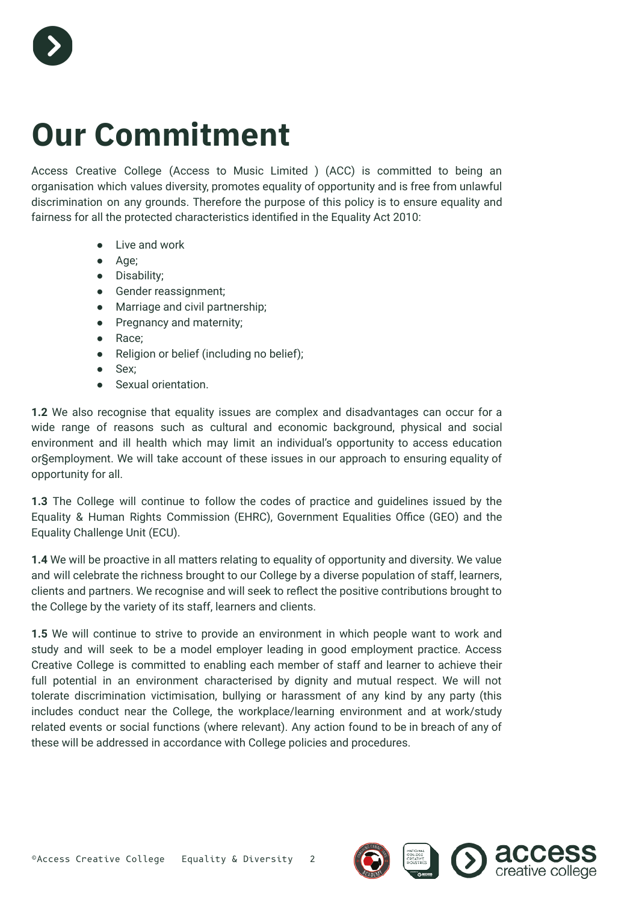# Our Commitment

Access Creative College (Access to Music Limited ) (ACC) is committed to being an organisation which values diversity, promotes equality of opportunity and is free from unlawful discrimination on any grounds. Therefore the purpose of this policy is to ensure equality and fairness for all the protected characteristics identified in the Equality Act 2010:

- Live and work
- Age;
- Disability;
- Gender reassignment;
- Marriage and civil partnership;
- Pregnancy and maternity;
- Race;
- Religion or belief (including no belief);
- Sex;
- Sexual orientation.

**1.2** We also recognise that equality issues are complex and disadvantages can occur for a wide range of reasons such as cultural and economic background, physical and social environment and ill health which may limit an individual's opportunity to access education or§employment. We will take account of these issues in our approach to ensuring equality of opportunity for all.

**1.3** The College will continue to follow the codes of practice and guidelines issued by the Equality & Human Rights Commission (EHRC), Government Equalities Office (GEO) and the Equality Challenge Unit (ECU).

**1.4** We will be proactive in all matters relating to equality of opportunity and diversity. We value and will celebrate the richness brought to our College by a diverse population of staff, learners, clients and partners. We recognise and will seek to reflect the positive contributions brought to the College by the variety of its staff, learners and clients.

**1.5** We will continue to strive to provide an environment in which people want to work and study and will seek to be a model employer leading in good employment practice. Access Creative College is committed to enabling each member of staff and learner to achieve their full potential in an environment characterised by dignity and mutual respect. We will not tolerate discrimination victimisation, bullying or harassment of any kind by any party (this includes conduct near the College, the workplace/learning environment and at work/study related events or social functions (where relevant). Any action found to be in breach of any of these will be addressed in accordance with College policies and procedures.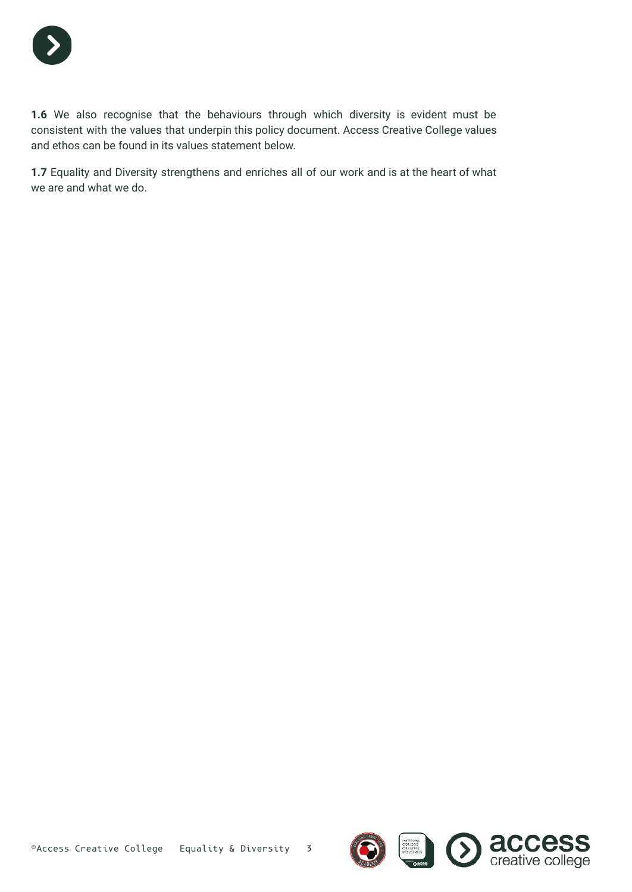**1.6** We also recognise that the behaviours through which diversity is evident must be consistent with the values that underpin this policy document. Access Creative College values and ethos can be found in its values statement below.

**1.7** Equality and Diversity strengthens and enriches all of our work and is at the heart of what we are and what we do.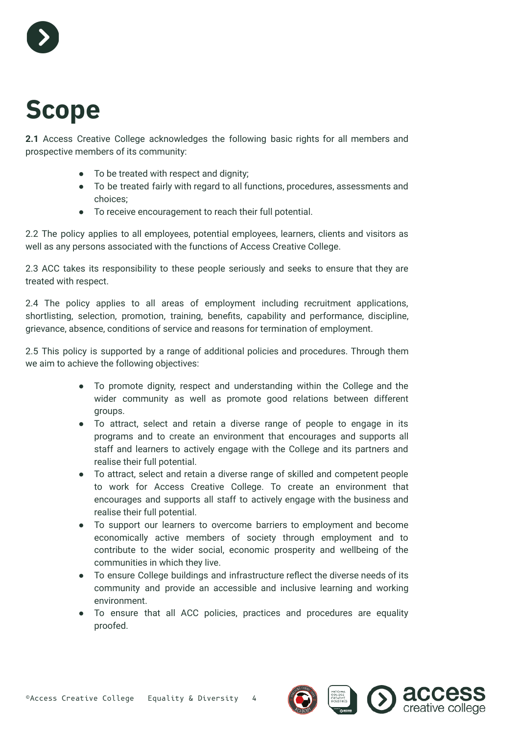# Scope

**2.1** Access Creative College acknowledges the following basic rights for all members and prospective members of its community:

- To be treated with respect and dignity;
- To be treated fairly with regard to all functions, procedures, assessments and choices;
- To receive encouragement to reach their full potential.

2.2 The policy applies to all employees, potential employees, learners, clients and visitors as well as any persons associated with the functions of Access Creative College.

2.3 ACC takes its responsibility to these people seriously and seeks to ensure that they are treated with respect.

2.4 The policy applies to all areas of employment including recruitment applications, shortlisting, selection, promotion, training, benefits, capability and performance, discipline, grievance, absence, conditions of service and reasons for termination of employment.

2.5 This policy is supported by a range of additional policies and procedures. Through them we aim to achieve the following objectives:

- To promote dignity, respect and understanding within the College and the wider community as well as promote good relations between different groups.
- To attract, select and retain a diverse range of people to engage in its programs and to create an environment that encourages and supports all staff and learners to actively engage with the College and its partners and realise their full potential.
- To attract, select and retain a diverse range of skilled and competent people to work for Access Creative College. To create an environment that encourages and supports all staff to actively engage with the business and realise their full potential.
- To support our learners to overcome barriers to employment and become economically active members of society through employment and to contribute to the wider social, economic prosperity and wellbeing of the communities in which they live.
- To ensure College buildings and infrastructure reflect the diverse needs of its community and provide an accessible and inclusive learning and working environment.
- To ensure that all ACC policies, practices and procedures are equality proofed.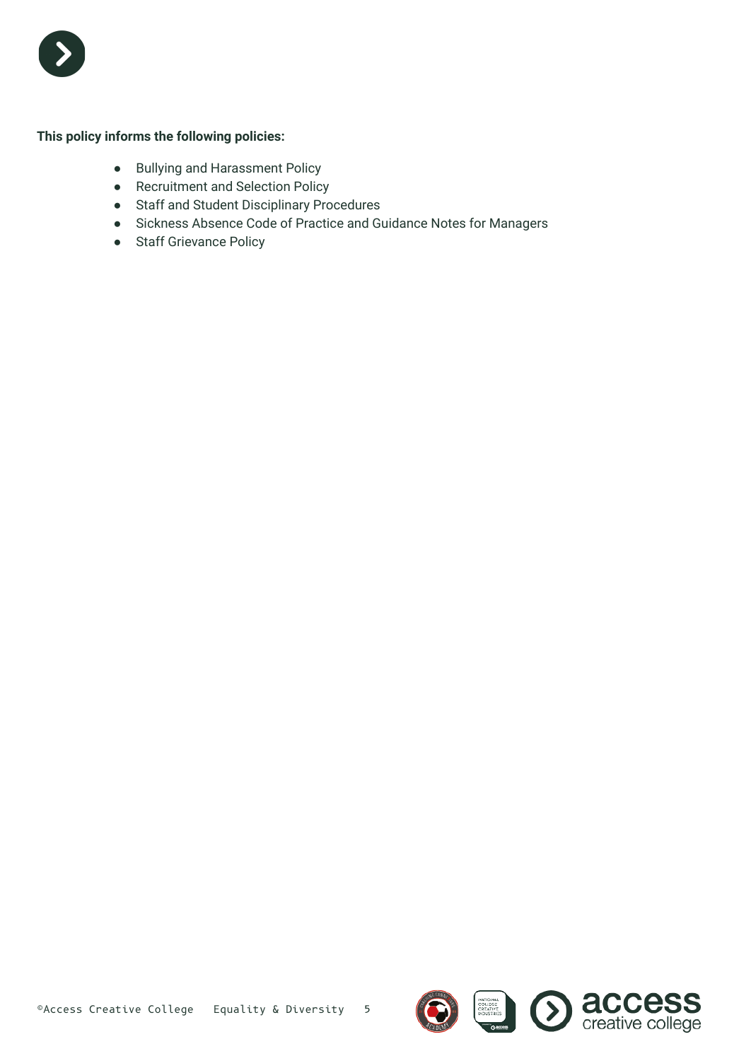**This policy informs the following policies:**

- Bullying and Harassment Policy
- Recruitment and Selection Policy
- Staff and Student Disciplinary Procedures
- Sickness Absence Code of Practice and Guidance Notes for Managers
- Staff Grievance Policy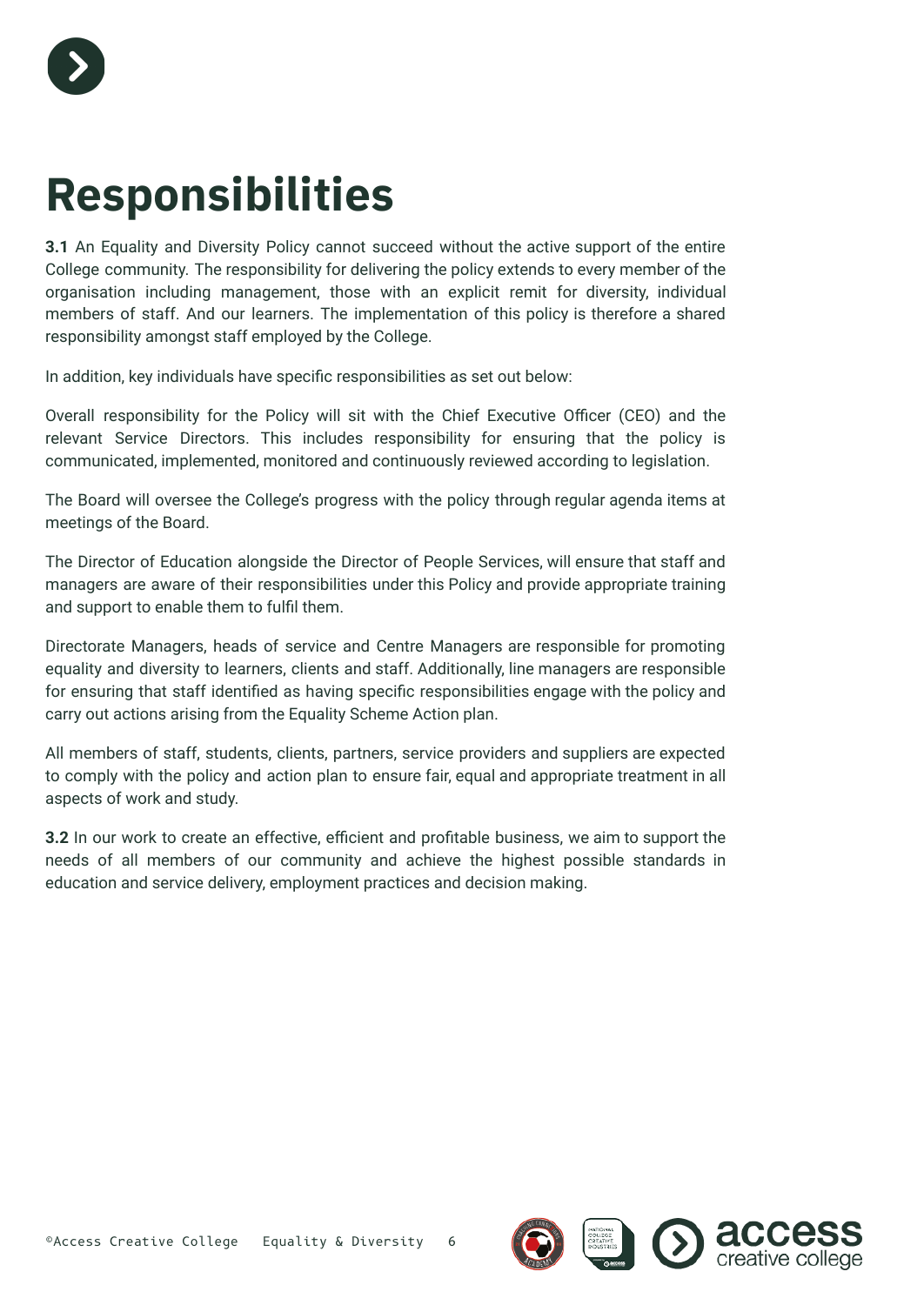# Responsibilities

**3.1** An Equality and Diversity Policy cannot succeed without the active support of the entire College community. The responsibility for delivering the policy extends to every member of the organisation including management, those with an explicit remit for diversity, individual members of staff. And our learners. The implementation of this policy is therefore a shared responsibility amongst staff employed by the College.

In addition, key individuals have specific responsibilities as set out below:

Overall responsibility for the Policy will sit with the Chief Executive Officer (CEO) and the relevant Service Directors. This includes responsibility for ensuring that the policy is communicated, implemented, monitored and continuously reviewed according to legislation.

The Board will oversee the College's progress with the policy through regular agenda items at meetings of the Board.

The Director of Education alongside the Director of People Services, will ensure that staff and managers are aware of their responsibilities under this Policy and provide appropriate training and support to enable them to fulfil them.

Directorate Managers, heads of service and Centre Managers are responsible for promoting equality and diversity to learners, clients and staff. Additionally, line managers are responsible for ensuring that staff identified as having specific responsibilities engage with the policy and carry out actions arising from the Equality Scheme Action plan.

All members of staff, students, clients, partners, service providers and suppliers are expected to comply with the policy and action plan to ensure fair, equal and appropriate treatment in all aspects of work and study.

**3.2** In our work to create an effective, efficient and profitable business, we aim to support the needs of all members of our community and achieve the highest possible standards in education and service delivery, employment practices and decision making.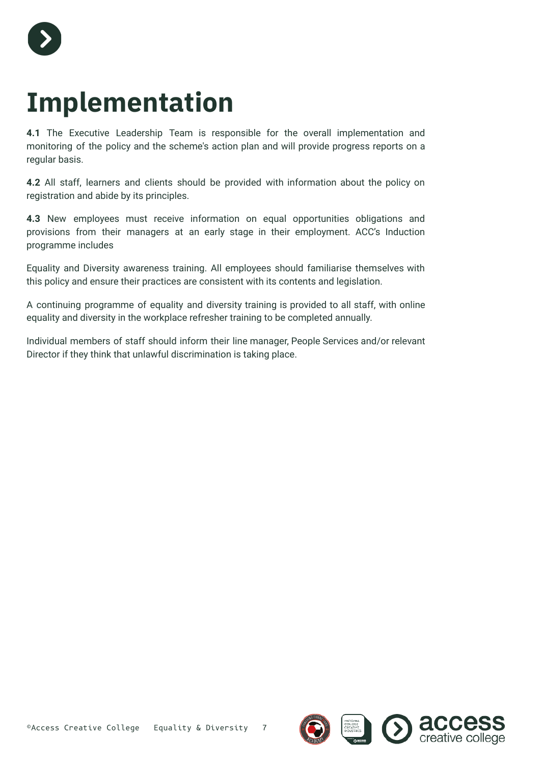# Implementation

**4.1** The Executive Leadership Team is responsible for the overall implementation and monitoring of the policy and the scheme's action plan and will provide progress reports on a regular basis.

**4.2** All staff, learners and clients should be provided with information about the policy on registration and abide by its principles.

**4.3** New employees must receive information on equal opportunities obligations and provisions from their managers at an early stage in their employment. ACC's Induction programme includes

Equality and Diversity awareness training. All employees should familiarise themselves with this policy and ensure their practices are consistent with its contents and legislation.

A continuing programme of equality and diversity training is provided to all staff, with online equality and diversity in the workplace refresher training to be completed annually.

Individual members of staff should inform their line manager, People Services and/or relevant Director if they think that unlawful discrimination is taking place.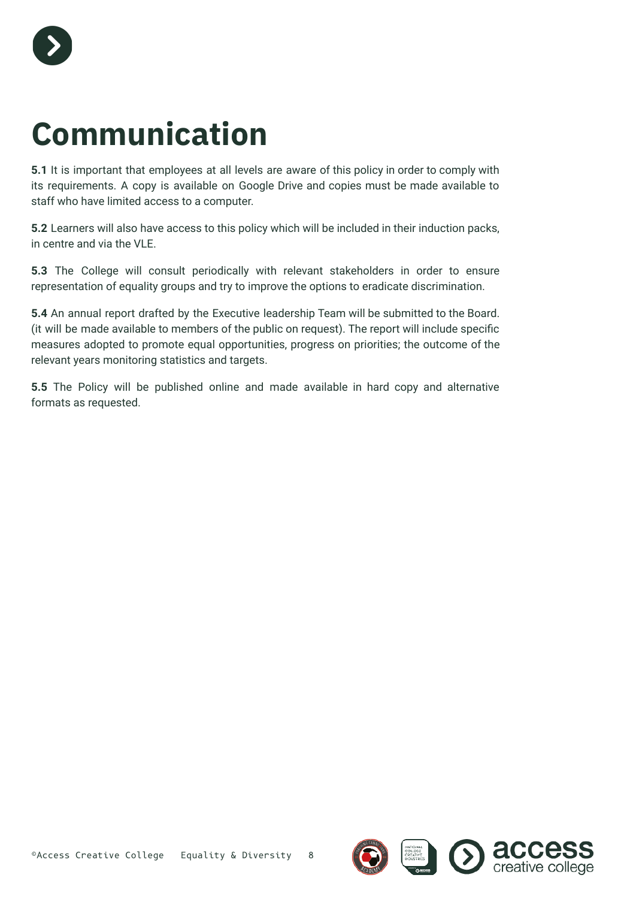# Communication

**5.1** It is important that employees at all levels are aware of this policy in order to comply with its requirements. A copy is available on Google Drive and copies must be made available to staff who have limited access to a computer.

**5.2** Learners will also have access to this policy which will be included in their induction packs, in centre and via the VLE.

**5.3** The College will consult periodically with relevant stakeholders in order to ensure representation of equality groups and try to improve the options to eradicate discrimination.

**5.4** An annual report drafted by the Executive leadership Team will be submitted to the Board. (it will be made available to members of the public on request). The report will include specific measures adopted to promote equal opportunities, progress on priorities; the outcome of the relevant years monitoring statistics and targets.

**5.5** The Policy will be published online and made available in hard copy and alternative formats as requested.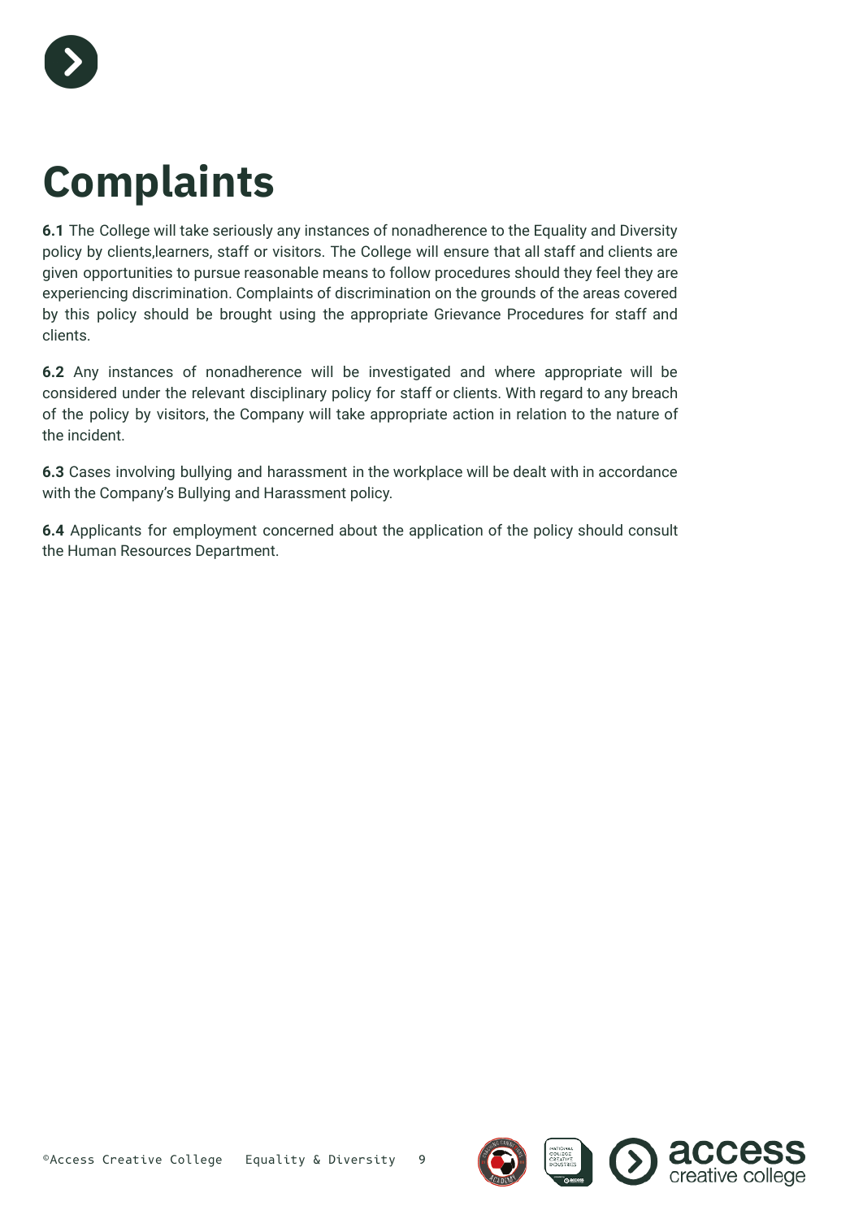# Complaints

**6.1** The College will take seriously any instances of nonadherence to the Equality and Diversity policy by clients,learners, staff or visitors. The College will ensure that all staff and clients are given opportunities to pursue reasonable means to follow procedures should they feel they are experiencing discrimination. Complaints of discrimination on the grounds of the areas covered by this policy should be brought using the appropriate Grievance Procedures for staff and clients.

**6.2** Any instances of nonadherence will be investigated and where appropriate will be considered under the relevant disciplinary policy for staff or clients. With regard to any breach of the policy by visitors, the Company will take appropriate action in relation to the nature of the incident.

**6.3** Cases involving bullying and harassment in the workplace will be dealt with in accordance with the Company's Bullying and Harassment policy.

**6.4** Applicants for employment concerned about the application of the policy should consult the Human Resources Department.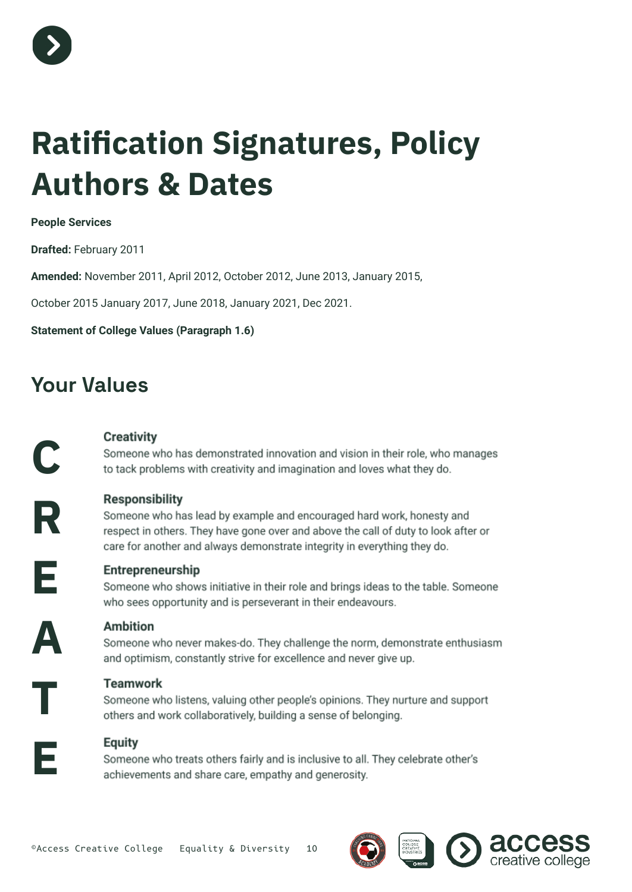# Ratification Signatures, Policy Authors & Dates

**People Services**

**Drafted:** February 2011

**Amended:** November 2011, April 2012, October 2012, June 2013, January 2015,

October 2015 January 2017, June 2018, January 2021, Dec 2021.

**Statement of College Values (Paragraph 1.6)**

## Your Values

**C** — **Creativity**
Someone who has demonstrated innovation and vision in their role, who manages to tack problems with creativity and imagination and loves what they do.

**R** — **Responsibility**
Someone who has lead by example and encouraged hard work, honesty and respect in others. They have gone over and above the call of duty to look after or care for another and always demonstrate integrity in everything they do.

**E** — **Entrepreneurship**
Someone who shows initiative in their role and brings ideas to the table. Someone who sees opportunity and is perseverant in their endeavours.

**A** — **Ambition**
Someone who never makes-do. They challenge the norm, demonstrate enthusiasm and optimism, constantly strive for excellence and never give up.

**T** — **Teamwork**
Someone who listens, valuing other people's opinions. They nurture and support others and work collaboratively, building a sense of belonging.

**E** — **Equity**
Someone who treats others fairly and is inclusive to all. They celebrate other's achievements and share care, empathy and generosity.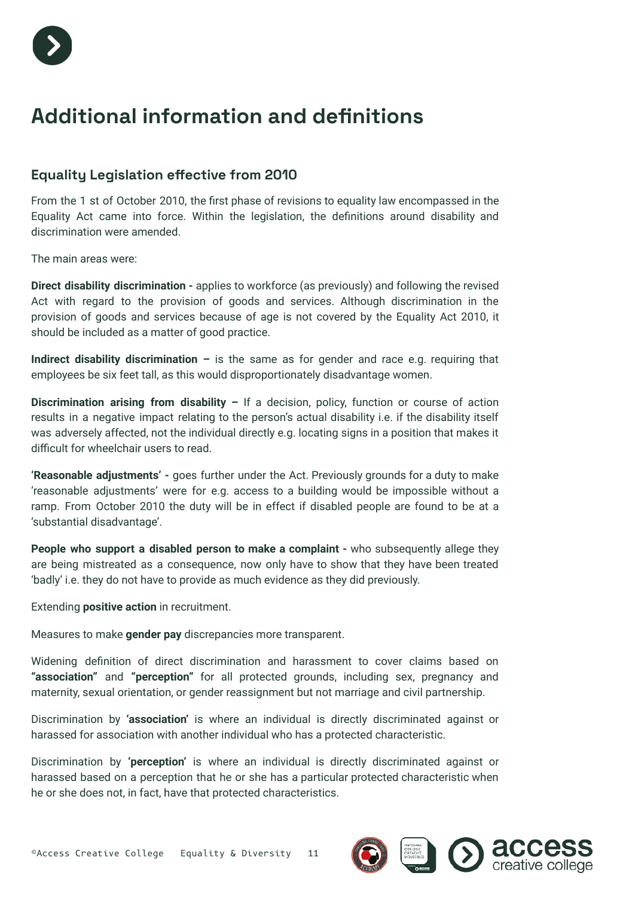# Additional information and definitions

## Equality Legislation effective from 2010

From the 1 st of October 2010, the first phase of revisions to equality law encompassed in the Equality Act came into force. Within the legislation, the definitions around disability and discrimination were amended.

The main areas were:

**Direct disability discrimination -** applies to workforce (as previously) and following the revised Act with regard to the provision of goods and services. Although discrimination in the provision of goods and services because of age is not covered by the Equality Act 2010, it should be included as a matter of good practice.

**Indirect disability discrimination –** is the same as for gender and race e.g. requiring that employees be six feet tall, as this would disproportionately disadvantage women.

**Discrimination arising from disability –** If a decision, policy, function or course of action results in a negative impact relating to the person's actual disability i.e. if the disability itself was adversely affected, not the individual directly e.g. locating signs in a position that makes it difficult for wheelchair users to read.

**'Reasonable adjustments' -** goes further under the Act. Previously grounds for a duty to make 'reasonable adjustments' were for e.g. access to a building would be impossible without a ramp. From October 2010 the duty will be in effect if disabled people are found to be at a 'substantial disadvantage'.

**People who support a disabled person to make a complaint -** who subsequently allege they are being mistreated as a consequence, now only have to show that they have been treated 'badly' i.e. they do not have to provide as much evidence as they did previously.

Extending **positive action** in recruitment.

Measures to make **gender pay** discrepancies more transparent.

Widening definition of direct discrimination and harassment to cover claims based on **"association"** and **"perception"** for all protected grounds, including sex, pregnancy and maternity, sexual orientation, or gender reassignment but not marriage and civil partnership.

Discrimination by **'association'** is where an individual is directly discriminated against or harassed for association with another individual who has a protected characteristic.

Discrimination by **'perception'** is where an individual is directly discriminated against or harassed based on a perception that he or she has a particular protected characteristic when he or she does not, in fact, have that protected characteristics.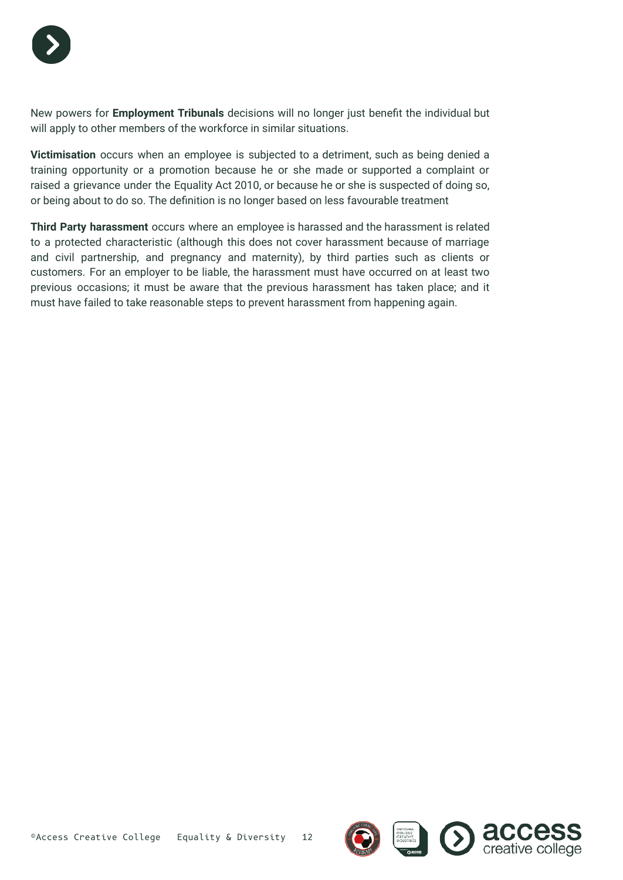New powers for **Employment Tribunals** decisions will no longer just benefit the individual but will apply to other members of the workforce in similar situations.

**Victimisation** occurs when an employee is subjected to a detriment, such as being denied a training opportunity or a promotion because he or she made or supported a complaint or raised a grievance under the Equality Act 2010, or because he or she is suspected of doing so, or being about to do so. The definition is no longer based on less favourable treatment

**Third Party harassment** occurs where an employee is harassed and the harassment is related to a protected characteristic (although this does not cover harassment because of marriage and civil partnership, and pregnancy and maternity), by third parties such as clients or customers. For an employer to be liable, the harassment must have occurred on at least two previous occasions; it must be aware that the previous harassment has taken place; and it must have failed to take reasonable steps to prevent harassment from happening again.